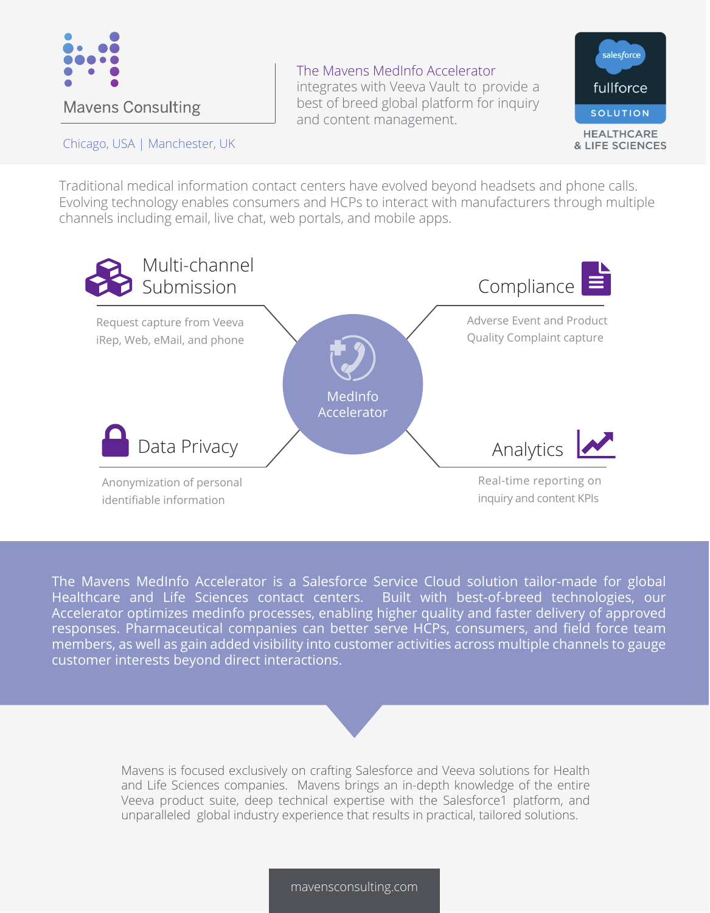# Mavens Consulting

Chicago, USA | Manchester, UK

The Mavens MedInfo Accelerator integrates with Veeva Vault to provide a best of breed global platform for inquiry and content management.

salesforce fullforce SOLUTION

HEALTHCARE & LIFE SCIENCES

Traditional medical information contact centers have evolved beyond headsets and phone calls. Evolving technology enables consumers and HCPs to interact with manufacturers through multiple channels including email, live chat, web portals, and mobile apps.

## MedInfo Accelerator

### Multi-channel Submission

Request capture from Veeva iRep, Web, eMail, and phone

### Compliance

Adverse Event and Product Quality Complaint capture

### Data Privacy

Anonymization of personal identifiable information

### Analytics

Real-time reporting on inquiry and content KPIs

The Mavens MedInfo Accelerator is a Salesforce Service Cloud solution tailor-made for global Healthcare and Life Sciences contact centers. Built with best-of-breed technologies, our Accelerator optimizes medinfo processes, enabling higher quality and faster delivery of approved responses. Pharmaceutical companies can better serve HCPs, consumers, and field force team members, as well as gain added visibility into customer activities across multiple channels to gauge customer interests beyond direct interactions.

Mavens is focused exclusively on crafting Salesforce and Veeva solutions for Health and Life Sciences companies. Mavens brings an in-depth knowledge of the entire Veeva product suite, deep technical expertise with the Salesforce1 platform, and unparalleled global industry experience that results in practical, tailored solutions.

mavensconsulting.com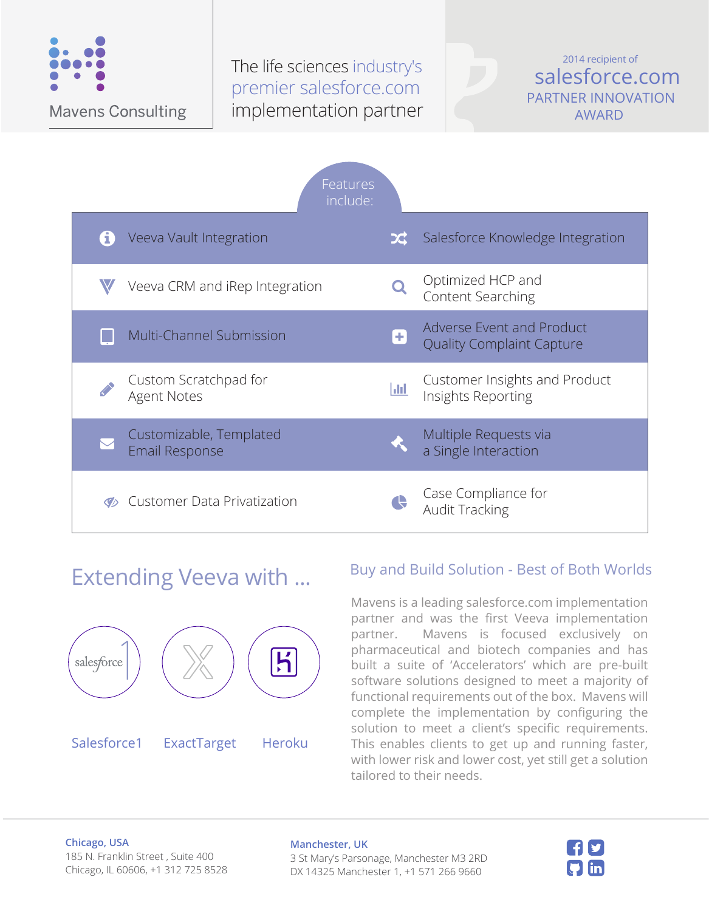Mavens Consulting

The life sciences industry's premier salesforce.com implementation partner

2014 recipient of
salesforce.com
PARTNER INNOVATION AWARD

## Features include:

| | |
|---|---|
| Veeva Vault Integration | Salesforce Knowledge Integration |
| Veeva CRM and iRep Integration | Optimized HCP and Content Searching |
| Multi-Channel Submission | Adverse Event and Product Quality Complaint Capture |
| Custom Scratchpad for Agent Notes | Customer Insights and Product Insights Reporting |
| Customizable, Templated Email Response | Multiple Requests via a Single Interaction |
| Customer Data Privatization | Case Compliance for Audit Tracking |

## Extending Veeva with ...

Salesforce1 ExactTarget Heroku

## Buy and Build Solution - Best of Both Worlds

Mavens is a leading salesforce.com implementation partner and was the first Veeva implementation partner. Mavens is focused exclusively on pharmaceutical and biotech companies and has built a suite of 'Accelerators' which are pre-built software solutions designed to meet a majority of functional requirements out of the box. Mavens will complete the implementation by configuring the solution to meet a client's specific requirements. This enables clients to get up and running faster, with lower risk and lower cost, yet still get a solution tailored to their needs.

**Chicago, USA**
185 N. Franklin Street , Suite 400
Chicago, IL 60606, +1 312 725 8528

**Manchester, UK**
3 St Mary's Parsonage, Manchester M3 2RD
DX 14325 Manchester 1, +1 571 266 9660